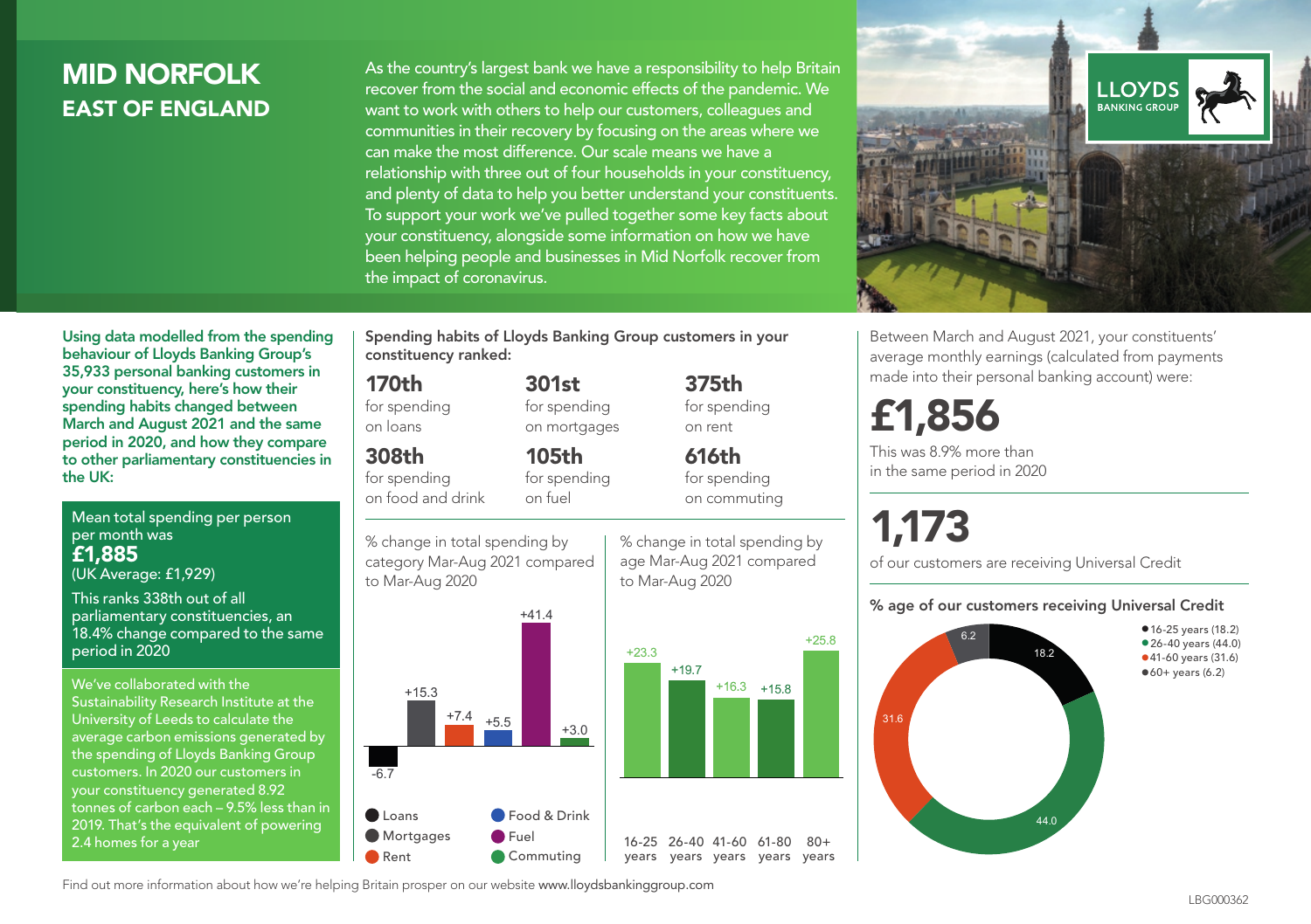# MID NORFOLK
## EAST OF ENGLAND

As the country's largest bank we have a responsibility to help Britain recover from the social and economic effects of the pandemic. We want to work with others to help our customers, colleagues and communities in their recovery by focusing on the areas where we can make the most difference. Our scale means we have a relationship with three out of four households in your constituency, and plenty of data to help you better understand your constituents. To support your work we've pulled together some key facts about your constituency, alongside some information on how we have been helping people and businesses in Mid Norfolk recover from the impact of coronavirus.

LLOYDS BANKING GROUP

**Using data modelled from the spending behaviour of Lloyds Banking Group's 35,933 personal banking customers in your constituency, here's how their spending habits changed between March and August 2021 and the same period in 2020, and how they compare to other parliamentary constituencies in the UK:**

Mean total spending per person per month was
**£1,885**
(UK Average: £1,929)

This ranks 338th out of all parliamentary constituencies, an 18.4% change compared to the same period in 2020

We've collaborated with the Sustainability Research Institute at the University of Leeds to calculate the average carbon emissions generated by the spending of Lloyds Banking Group customers. In 2020 our customers in your constituency generated 8.92 tonnes of carbon each – 9.5% less than in 2019. That's the equivalent of powering 2.4 homes for a year

**Spending habits of Lloyds Banking Group customers in your constituency ranked:**

**170th** for spending on loans

**301st** for spending on mortgages

**375th** for spending on rent

**308th** for spending on food and drink

**105th** for spending on fuel

**616th** for spending on commuting

% change in total spending by category Mar-Aug 2021 compared to Mar-Aug 2020

| Category | % change |
|---|---|
| Loans | -6.7 |
| Mortgages | +15.3 |
| Rent | +7.4 |
| Food & Drink | +5.5 |
| Fuel | +41.4 |
| Commuting | +3.0 |

% change in total spending by age Mar-Aug 2021 compared to Mar-Aug 2020

| Age | % change |
|---|---|
| 16-25 years | +23.3 |
| 26-40 years | +19.7 |
| 41-60 years | +16.3 |
| 61-80 years | +15.8 |
| 80+ years | +25.8 |

Between March and August 2021, your constituents' average monthly earnings (calculated from payments made into their personal banking account) were:

# £1,856

This was 8.9% more than in the same period in 2020

# 1,173

of our customers are receiving Universal Credit

**% age of our customers receiving Universal Credit**

| Age | % |
|---|---|
| 16-25 years | 18.2 |
| 26-40 years | 44.0 |
| 41-60 years | 31.6 |
| 60+ years | 6.2 |

Find out more information about how we're helping Britain prosper on our website www.lloydsbankinggroup.com

LBG000362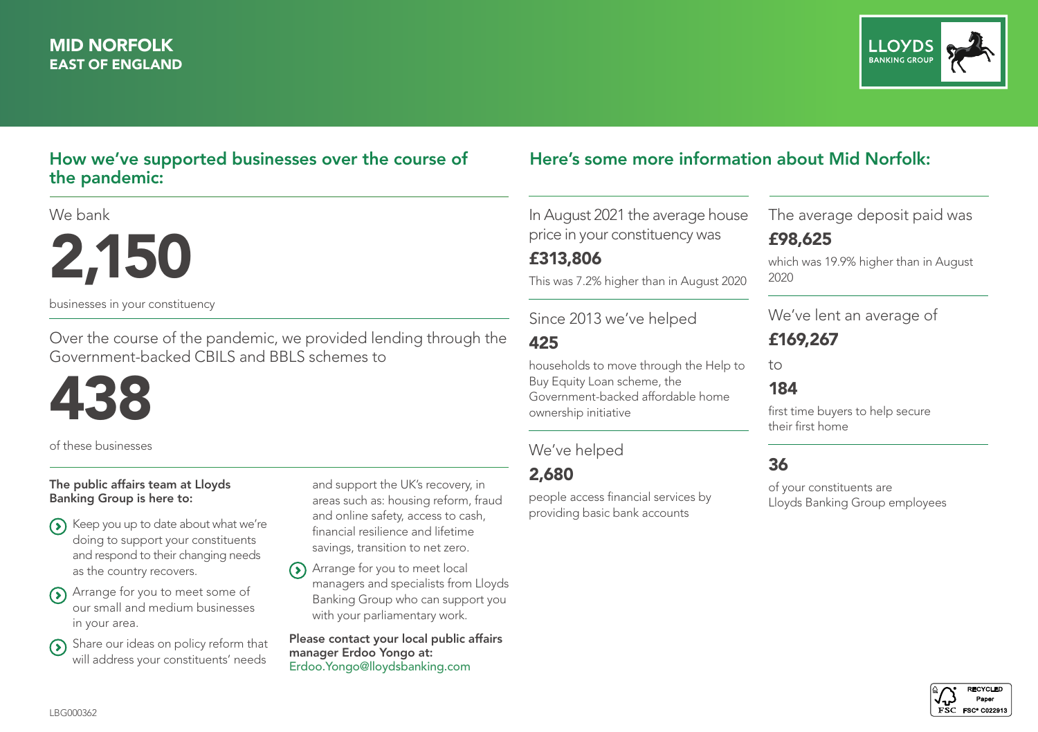# MID NORFOLK
## EAST OF ENGLAND

## How we've supported businesses over the course of the pandemic:

We bank

**2,150**

businesses in your constituency

Over the course of the pandemic, we provided lending through the Government-backed CBILS and BBLS schemes to

**438**

of these businesses

**The public affairs team at Lloyds Banking Group is here to:**

- Keep you up to date about what we're doing to support your constituents and respond to their changing needs as the country recovers.
- Arrange for you to meet some of our small and medium businesses in your area.
- Share our ideas on policy reform that will address your constituents' needs and support the UK's recovery, in areas such as: housing reform, fraud and online safety, access to cash, financial resilience and lifetime savings, transition to net zero.
- Arrange for you to meet local managers and specialists from Lloyds Banking Group who can support you with your parliamentary work.

**Please contact your local public affairs manager Erdoo Yongo at:**
Erdoo.Yongo@lloydsbanking.com

## Here's some more information about Mid Norfolk:

In August 2021 the average house price in your constituency was

**£313,806**

This was 7.2% higher than in August 2020

The average deposit paid was

**£98,625**

which was 19.9% higher than in August 2020

Since 2013 we've helped

**425**

households to move through the Help to Buy Equity Loan scheme, the Government-backed affordable home ownership initiative

We've lent an average of

**£169,267**

to

**184**

first time buyers to help secure their first home

We've helped

**2,680**

people access financial services by providing basic bank accounts

**36**

of your constituents are Lloyds Banking Group employees

LBG000362